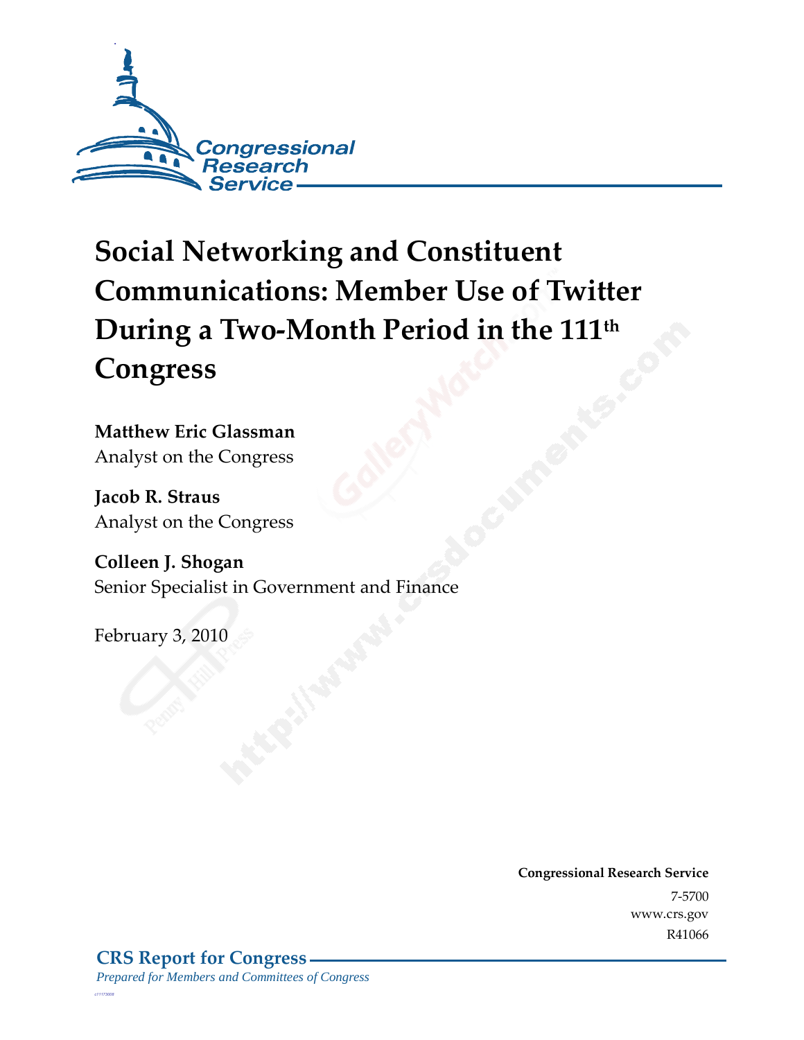Congressional Research Service

# Social Networking and Constituent Communications: Member Use of Twitter During a Two-Month Period in the 111th Congress

**Matthew Eric Glassman**
Analyst on the Congress

**Jacob R. Straus**
Analyst on the Congress

**Colleen J. Shogan**
Senior Specialist in Government and Finance

February 3, 2010

**Congressional Research Service**
7-5700
www.crs.gov
R41066

**CRS Report for Congress**
*Prepared for Members and Committees of Congress*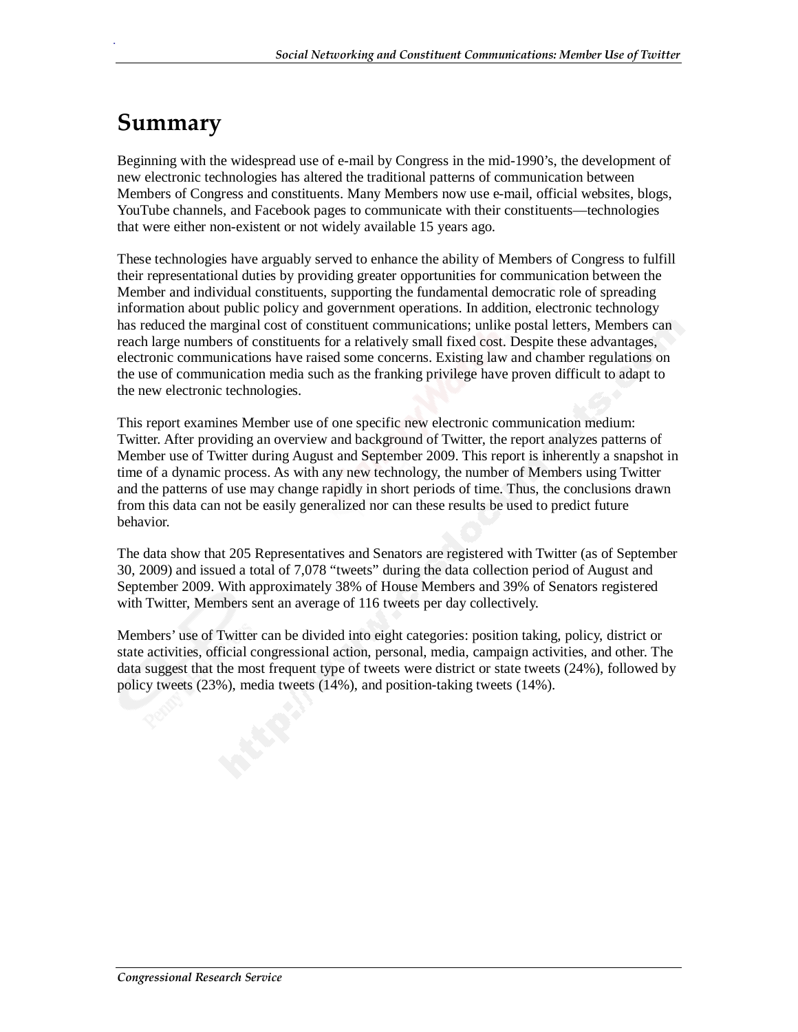# Summary

Beginning with the widespread use of e-mail by Congress in the mid-1990's, the development of new electronic technologies has altered the traditional patterns of communication between Members of Congress and constituents. Many Members now use e-mail, official websites, blogs, YouTube channels, and Facebook pages to communicate with their constituents—technologies that were either non-existent or not widely available 15 years ago.

These technologies have arguably served to enhance the ability of Members of Congress to fulfill their representational duties by providing greater opportunities for communication between the Member and individual constituents, supporting the fundamental democratic role of spreading information about public policy and government operations. In addition, electronic technology has reduced the marginal cost of constituent communications; unlike postal letters, Members can reach large numbers of constituents for a relatively small fixed cost. Despite these advantages, electronic communications have raised some concerns. Existing law and chamber regulations on the use of communication media such as the franking privilege have proven difficult to adapt to the new electronic technologies.

This report examines Member use of one specific new electronic communication medium: Twitter. After providing an overview and background of Twitter, the report analyzes patterns of Member use of Twitter during August and September 2009. This report is inherently a snapshot in time of a dynamic process. As with any new technology, the number of Members using Twitter and the patterns of use may change rapidly in short periods of time. Thus, the conclusions drawn from this data can not be easily generalized nor can these results be used to predict future behavior.

The data show that 205 Representatives and Senators are registered with Twitter (as of September 30, 2009) and issued a total of 7,078 "tweets" during the data collection period of August and September 2009. With approximately 38% of House Members and 39% of Senators registered with Twitter, Members sent an average of 116 tweets per day collectively.

Members' use of Twitter can be divided into eight categories: position taking, policy, district or state activities, official congressional action, personal, media, campaign activities, and other. The data suggest that the most frequent type of tweets were district or state tweets (24%), followed by policy tweets (23%), media tweets (14%), and position-taking tweets (14%).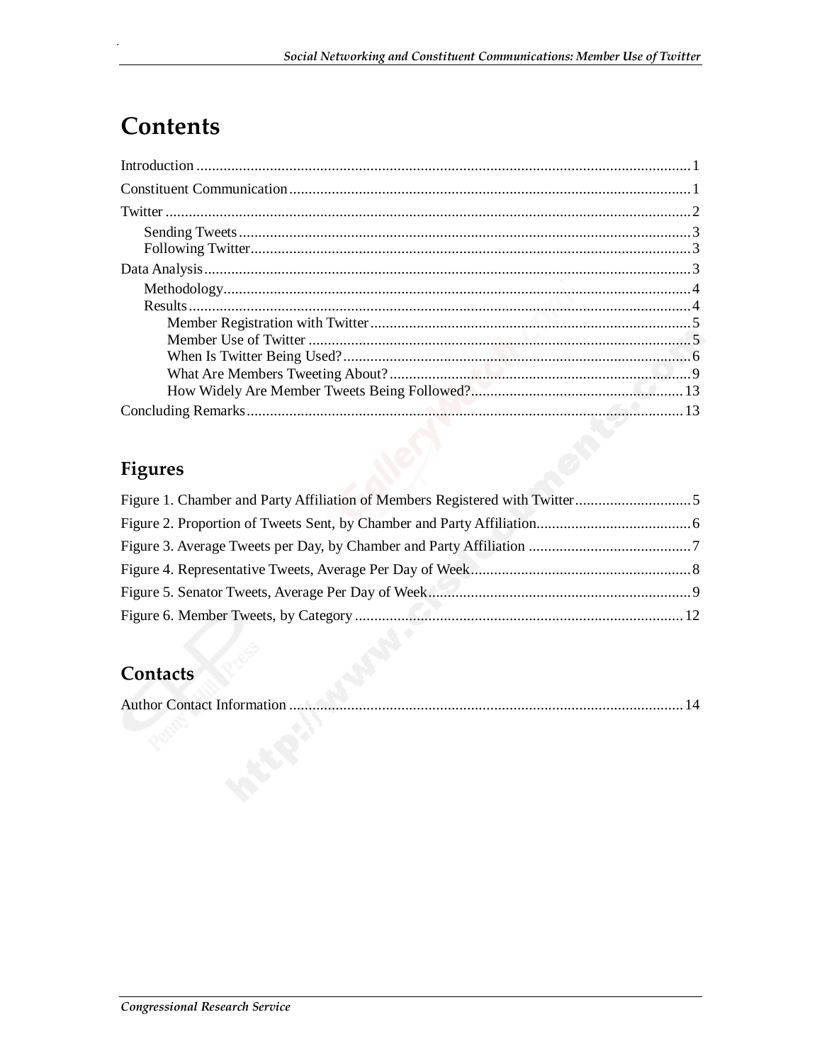# Contents

Introduction ............................................................................................................................ 1
Constituent Communication ...................................................................................................... 1
Twitter ...................................................................................................................................... 2
    Sending Tweets .................................................................................................................... 3
    Following Twitter ................................................................................................................. 3
Data Analysis ............................................................................................................................ 3
    Methodology ........................................................................................................................ 4
    Results ................................................................................................................................. 4
        Member Registration with Twitter ................................................................................... 5
        Member Use of Twitter .................................................................................................... 5
        When Is Twitter Being Used? .......................................................................................... 6
        What Are Members Tweeting About? .............................................................................. 9
        How Widely Are Member Tweets Being Followed? ........................................................ 13
Concluding Remarks ................................................................................................................ 13

## Figures

Figure 1. Chamber and Party Affiliation of Members Registered with Twitter .............................. 5
Figure 2. Proportion of Tweets Sent, by Chamber and Party Affiliation ........................................ 6
Figure 3. Average Tweets per Day, by Chamber and Party Affiliation ........................................... 7
Figure 4. Representative Tweets, Average Per Day of Week ......................................................... 8
Figure 5. Senator Tweets, Average Per Day of Week ..................................................................... 9
Figure 6. Member Tweets, by Category ....................................................................................... 12

## Contacts

Author Contact Information ....................................................................................................... 14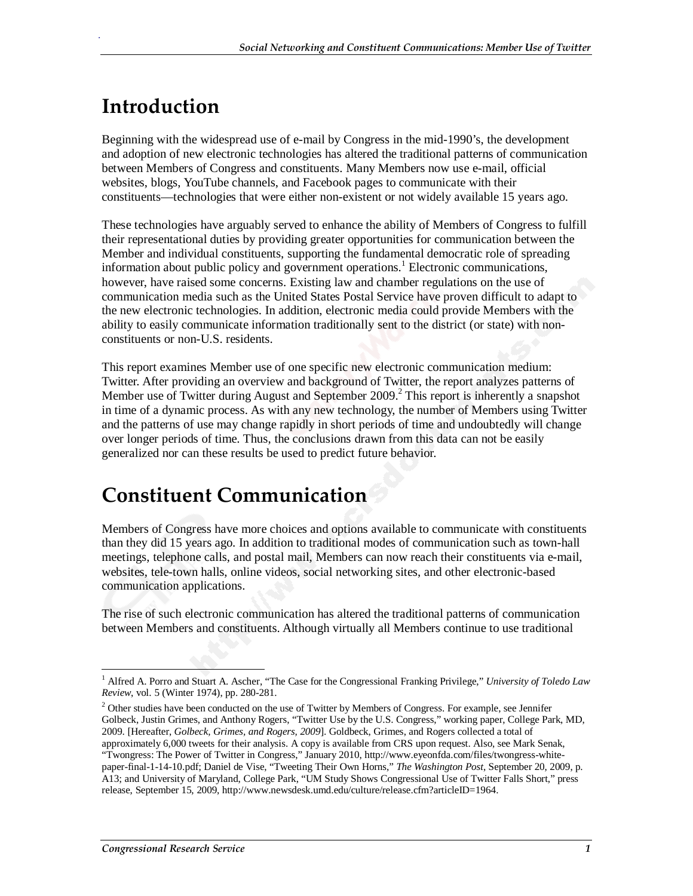# Introduction

Beginning with the widespread use of e-mail by Congress in the mid-1990's, the development and adoption of new electronic technologies has altered the traditional patterns of communication between Members of Congress and constituents. Many Members now use e-mail, official websites, blogs, YouTube channels, and Facebook pages to communicate with their constituents—technologies that were either non-existent or not widely available 15 years ago.

These technologies have arguably served to enhance the ability of Members of Congress to fulfill their representational duties by providing greater opportunities for communication between the Member and individual constituents, supporting the fundamental democratic role of spreading information about public policy and government operations.[1] Electronic communications, however, have raised some concerns. Existing law and chamber regulations on the use of communication media such as the United States Postal Service have proven difficult to adapt to the new electronic technologies. In addition, electronic media could provide Members with the ability to easily communicate information traditionally sent to the district (or state) with non-constituents or non-U.S. residents.

This report examines Member use of one specific new electronic communication medium: Twitter. After providing an overview and background of Twitter, the report analyzes patterns of Member use of Twitter during August and September 2009.[2] This report is inherently a snapshot in time of a dynamic process. As with any new technology, the number of Members using Twitter and the patterns of use may change rapidly in short periods of time and undoubtedly will change over longer periods of time. Thus, the conclusions drawn from this data can not be easily generalized nor can these results be used to predict future behavior.

# Constituent Communication

Members of Congress have more choices and options available to communicate with constituents than they did 15 years ago. In addition to traditional modes of communication such as town-hall meetings, telephone calls, and postal mail, Members can now reach their constituents via e-mail, websites, tele-town halls, online videos, social networking sites, and other electronic-based communication applications.

The rise of such electronic communication has altered the traditional patterns of communication between Members and constituents. Although virtually all Members continue to use traditional

---

[1] Alfred A. Porro and Stuart A. Ascher, "The Case for the Congressional Franking Privilege," *University of Toledo Law Review*, vol. 5 (Winter 1974), pp. 280-281.

[2] Other studies have been conducted on the use of Twitter by Members of Congress. For example, see Jennifer Golbeck, Justin Grimes, and Anthony Rogers, "Twitter Use by the U.S. Congress," working paper, College Park, MD, 2009. [Hereafter, *Golbeck, Grimes, and Rogers, 2009*]. Goldbeck, Grimes, and Rogers collected a total of approximately 6,000 tweets for their analysis. A copy is available from CRS upon request. Also, see Mark Senak, "Twongress: The Power of Twitter in Congress," January 2010, http://www.eyeonfda.com/files/twongress-white-paper-final-1-14-10.pdf; Daniel de Vise, "Tweeting Their Own Horns," *The Washington Post*, September 20, 2009, p. A13; and University of Maryland, College Park, "UM Study Shows Congressional Use of Twitter Falls Short," press release, September 15, 2009, http://www.newsdesk.umd.edu/culture/release.cfm?articleID=1964.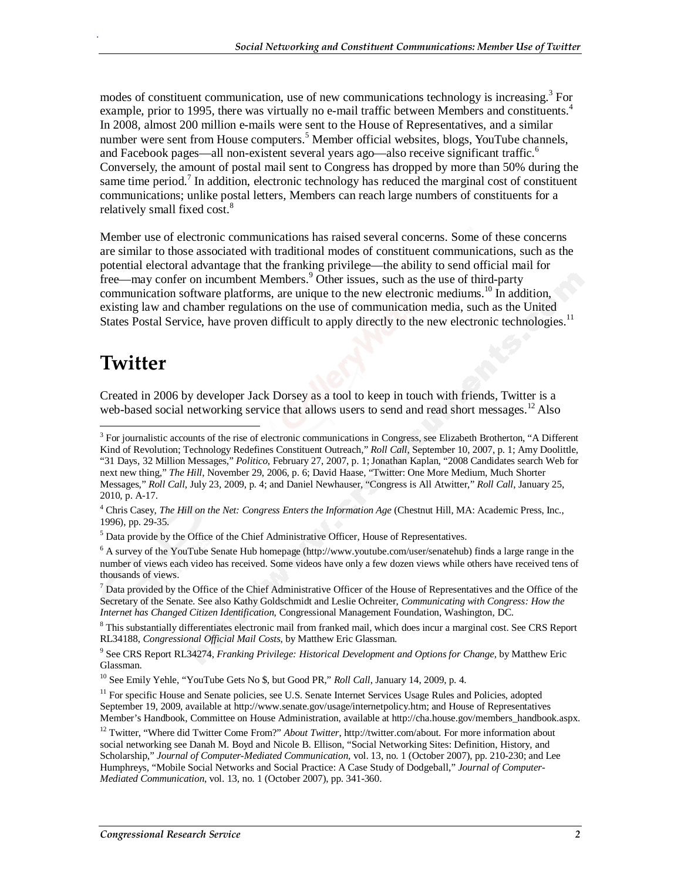modes of constituent communication, use of new communications technology is increasing.[3] For example, prior to 1995, there was virtually no e-mail traffic between Members and constituents.[4] In 2008, almost 200 million e-mails were sent to the House of Representatives, and a similar number were sent from House computers.[5] Member official websites, blogs, YouTube channels, and Facebook pages—all non-existent several years ago—also receive significant traffic.[6] Conversely, the amount of postal mail sent to Congress has dropped by more than 50% during the same time period.[7] In addition, electronic technology has reduced the marginal cost of constituent communications; unlike postal letters, Members can reach large numbers of constituents for a relatively small fixed cost.[8]

Member use of electronic communications has raised several concerns. Some of these concerns are similar to those associated with traditional modes of constituent communications, such as the potential electoral advantage that the franking privilege—the ability to send official mail for free—may confer on incumbent Members.[9] Other issues, such as the use of third-party communication software platforms, are unique to the new electronic mediums.[10] In addition, existing law and chamber regulations on the use of communication media, such as the United States Postal Service, have proven difficult to apply directly to the new electronic technologies.[11]

# Twitter

Created in 2006 by developer Jack Dorsey as a tool to keep in touch with friends, Twitter is a web-based social networking service that allows users to send and read short messages.[12] Also

---

[3] For journalistic accounts of the rise of electronic communications in Congress, see Elizabeth Brotherton, "A Different Kind of Revolution; Technology Redefines Constituent Outreach," *Roll Call*, September 10, 2007, p. 1; Amy Doolittle, "31 Days, 32 Million Messages," *Politico*, February 27, 2007, p. 1; Jonathan Kaplan, "2008 Candidates search Web for next new thing," *The Hill*, November 29, 2006, p. 6; David Haase, "Twitter: One More Medium, Much Shorter Messages," *Roll Call*, July 23, 2009, p. 4; and Daniel Newhauser, "Congress is All Atwitter," *Roll Call*, January 25, 2010, p. A-17.

[4] Chris Casey, *The Hill on the Net: Congress Enters the Information Age* (Chestnut Hill, MA: Academic Press, Inc., 1996), pp. 29-35.

[5] Data provide by the Office of the Chief Administrative Officer, House of Representatives.

[6] A survey of the YouTube Senate Hub homepage (http://www.youtube.com/user/senatehub) finds a large range in the number of views each video has received. Some videos have only a few dozen views while others have received tens of thousands of views.

[7] Data provided by the Office of the Chief Administrative Officer of the House of Representatives and the Office of the Secretary of the Senate. See also Kathy Goldschmidt and Leslie Ochreiter, *Communicating with Congress: How the Internet has Changed Citizen Identification*, Congressional Management Foundation, Washington, DC.

[8] This substantially differentiates electronic mail from franked mail, which does incur a marginal cost. See CRS Report RL34188, *Congressional Official Mail Costs*, by Matthew Eric Glassman.

[9] See CRS Report RL34274, *Franking Privilege: Historical Development and Options for Change*, by Matthew Eric Glassman.

[10] See Emily Yehle, "YouTube Gets No $, but Good PR," *Roll Call*, January 14, 2009, p. 4.

[11] For specific House and Senate policies, see U.S. Senate Internet Services Usage Rules and Policies, adopted September 19, 2009, available at http://www.senate.gov/usage/internetpolicy.htm; and House of Representatives Member's Handbook, Committee on House Administration, available at http://cha.house.gov/members_handbook.aspx.

[12] Twitter, "Where did Twitter Come From?" *About Twitter*, http://twitter.com/about. For more information about social networking see Danah M. Boyd and Nicole B. Ellison, "Social Networking Sites: Definition, History, and Scholarship," *Journal of Computer-Mediated Communication*, vol. 13, no. 1 (October 2007), pp. 210-230; and Lee Humphreys, "Mobile Social Networks and Social Practice: A Case Study of Dodgeball," *Journal of Computer-Mediated Communication*, vol. 13, no. 1 (October 2007), pp. 341-360.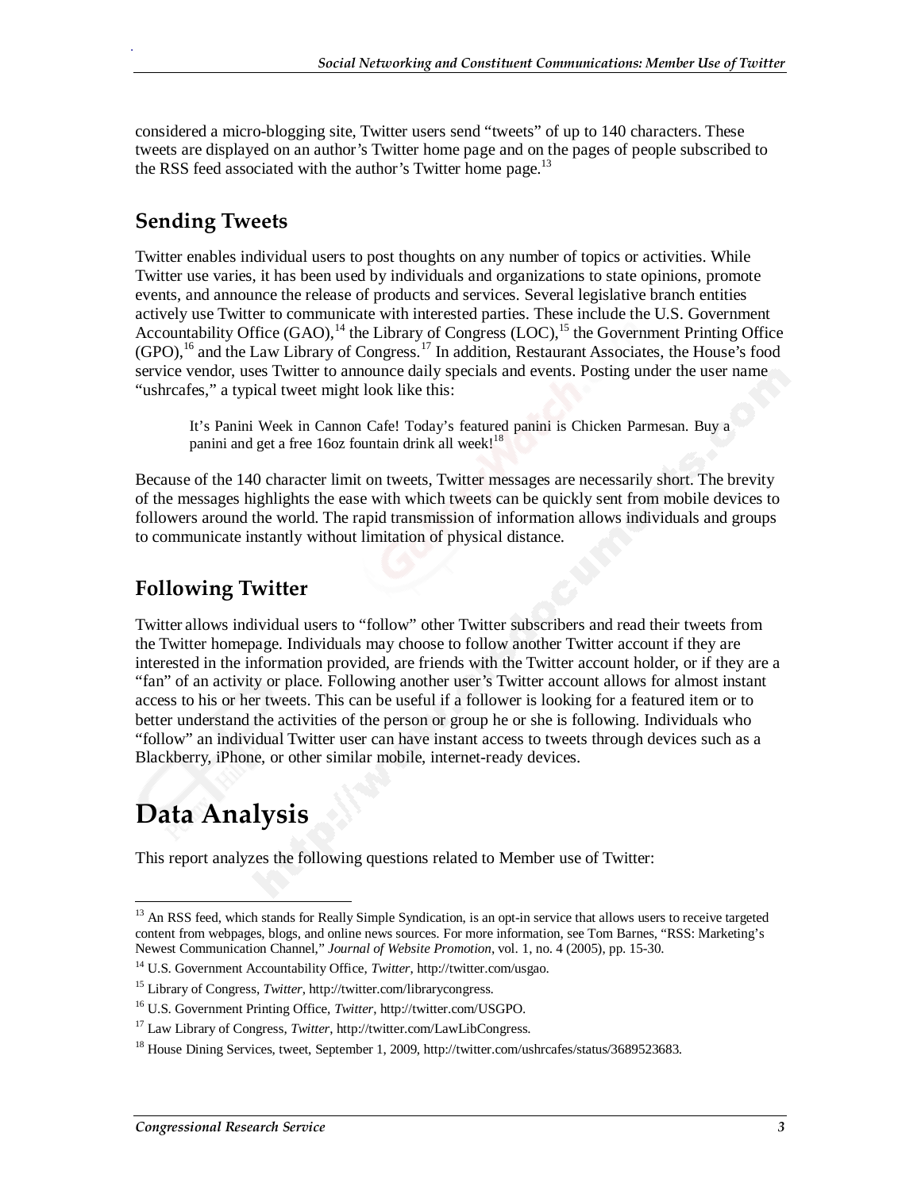considered a micro-blogging site, Twitter users send "tweets" of up to 140 characters. These tweets are displayed on an author's Twitter home page and on the pages of people subscribed to the RSS feed associated with the author's Twitter home page.[13]

## Sending Tweets

Twitter enables individual users to post thoughts on any number of topics or activities. While Twitter use varies, it has been used by individuals and organizations to state opinions, promote events, and announce the release of products and services. Several legislative branch entities actively use Twitter to communicate with interested parties. These include the U.S. Government Accountability Office (GAO),[14] the Library of Congress (LOC),[15] the Government Printing Office (GPO),[16] and the Law Library of Congress.[17] In addition, Restaurant Associates, the House's food service vendor, uses Twitter to announce daily specials and events. Posting under the user name "ushrcafes," a typical tweet might look like this:

> It's Panini Week in Cannon Cafe! Today's featured panini is Chicken Parmesan. Buy a panini and get a free 16oz fountain drink all week![18]

Because of the 140 character limit on tweets, Twitter messages are necessarily short. The brevity of the messages highlights the ease with which tweets can be quickly sent from mobile devices to followers around the world. The rapid transmission of information allows individuals and groups to communicate instantly without limitation of physical distance.

## Following Twitter

Twitter allows individual users to "follow" other Twitter subscribers and read their tweets from the Twitter homepage. Individuals may choose to follow another Twitter account if they are interested in the information provided, are friends with the Twitter account holder, or if they are a "fan" of an activity or place. Following another user's Twitter account allows for almost instant access to his or her tweets. This can be useful if a follower is looking for a featured item or to better understand the activities of the person or group he or she is following. Individuals who "follow" an individual Twitter user can have instant access to tweets through devices such as a Blackberry, iPhone, or other similar mobile, internet-ready devices.

# Data Analysis

This report analyzes the following questions related to Member use of Twitter:

---

[13] An RSS feed, which stands for Really Simple Syndication, is an opt-in service that allows users to receive targeted content from webpages, blogs, and online news sources. For more information, see Tom Barnes, "RSS: Marketing's Newest Communication Channel," *Journal of Website Promotion*, vol. 1, no. 4 (2005), pp. 15-30.

[14] U.S. Government Accountability Office, *Twitter*, http://twitter.com/usgao.

[15] Library of Congress, *Twitter*, http://twitter.com/librarycongress.

[16] U.S. Government Printing Office, *Twitter*, http://twitter.com/USGPO.

[17] Law Library of Congress, *Twitter*, http://twitter.com/LawLibCongress.

[18] House Dining Services, tweet, September 1, 2009, http://twitter.com/ushrcafes/status/3689523683.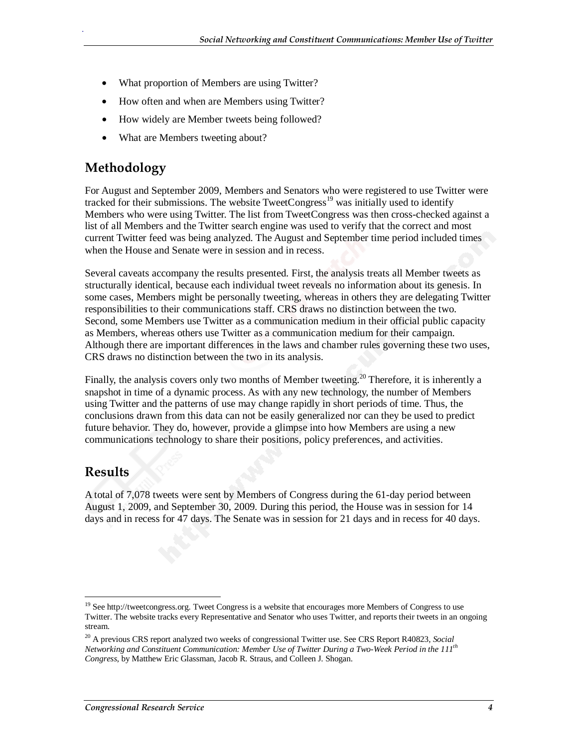- What proportion of Members are using Twitter?
- How often and when are Members using Twitter?
- How widely are Member tweets being followed?
- What are Members tweeting about?

## Methodology

For August and September 2009, Members and Senators who were registered to use Twitter were tracked for their submissions. The website TweetCongress[19] was initially used to identify Members who were using Twitter. The list from TweetCongress was then cross-checked against a list of all Members and the Twitter search engine was used to verify that the correct and most current Twitter feed was being analyzed. The August and September time period included times when the House and Senate were in session and in recess.

Several caveats accompany the results presented. First, the analysis treats all Member tweets as structurally identical, because each individual tweet reveals no information about its genesis. In some cases, Members might be personally tweeting, whereas in others they are delegating Twitter responsibilities to their communications staff. CRS draws no distinction between the two. Second, some Members use Twitter as a communication medium in their official public capacity as Members, whereas others use Twitter as a communication medium for their campaign. Although there are important differences in the laws and chamber rules governing these two uses, CRS draws no distinction between the two in its analysis.

Finally, the analysis covers only two months of Member tweeting.[20] Therefore, it is inherently a snapshot in time of a dynamic process. As with any new technology, the number of Members using Twitter and the patterns of use may change rapidly in short periods of time. Thus, the conclusions drawn from this data can not be easily generalized nor can they be used to predict future behavior. They do, however, provide a glimpse into how Members are using a new communications technology to share their positions, policy preferences, and activities.

## Results

A total of 7,078 tweets were sent by Members of Congress during the 61-day period between August 1, 2009, and September 30, 2009. During this period, the House was in session for 14 days and in recess for 47 days. The Senate was in session for 21 days and in recess for 40 days.

---

[19] See http://tweetcongress.org. Tweet Congress is a website that encourages more Members of Congress to use Twitter. The website tracks every Representative and Senator who uses Twitter, and reports their tweets in an ongoing stream.

[20] A previous CRS report analyzed two weeks of congressional Twitter use. See CRS Report R40823, *Social Networking and Constituent Communication: Member Use of Twitter During a Two-Week Period in the 111th Congress*, by Matthew Eric Glassman, Jacob R. Straus, and Colleen J. Shogan.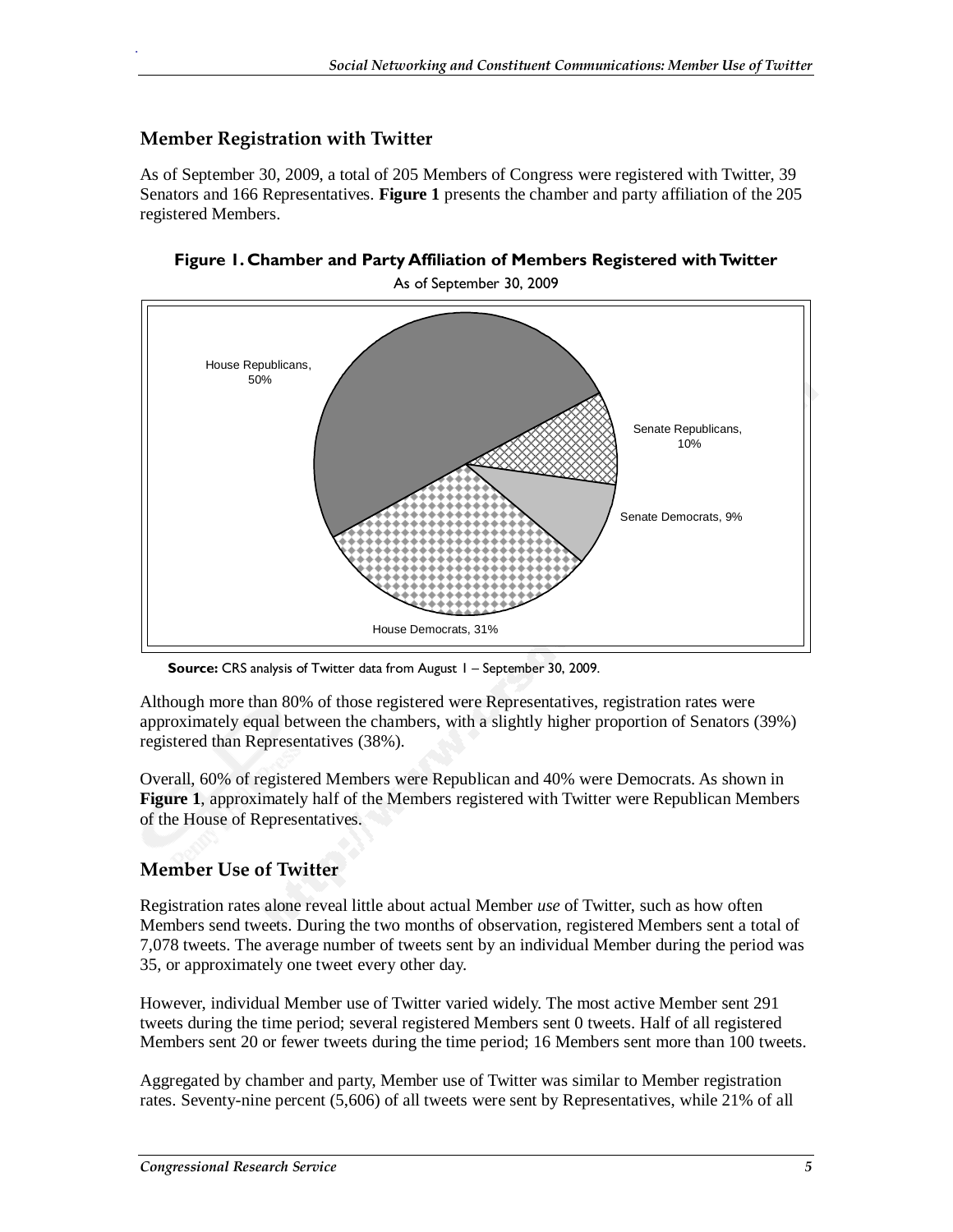## Member Registration with Twitter

As of September 30, 2009, a total of 205 Members of Congress were registered with Twitter, 39 Senators and 166 Representatives. **Figure 1** presents the chamber and party affiliation of the 205 registered Members.

**Figure 1. Chamber and Party Affiliation of Members Registered with Twitter**

As of September 30, 2009

House Republicans, 50%

Senate Republicans, 10%

Senate Democrats, 9%

House Democrats, 31%

**Source:** CRS analysis of Twitter data from August 1 – September 30, 2009.

Although more than 80% of those registered were Representatives, registration rates were approximately equal between the chambers, with a slightly higher proportion of Senators (39%) registered than Representatives (38%).

Overall, 60% of registered Members were Republican and 40% were Democrats. As shown in **Figure 1**, approximately half of the Members registered with Twitter were Republican Members of the House of Representatives.

## Member Use of Twitter

Registration rates alone reveal little about actual Member *use* of Twitter, such as how often Members send tweets. During the two months of observation, registered Members sent a total of 7,078 tweets. The average number of tweets sent by an individual Member during the period was 35, or approximately one tweet every other day.

However, individual Member use of Twitter varied widely. The most active Member sent 291 tweets during the time period; several registered Members sent 0 tweets. Half of all registered Members sent 20 or fewer tweets during the time period; 16 Members sent more than 100 tweets.

Aggregated by chamber and party, Member use of Twitter was similar to Member registration rates. Seventy-nine percent (5,606) of all tweets were sent by Representatives, while 21% of all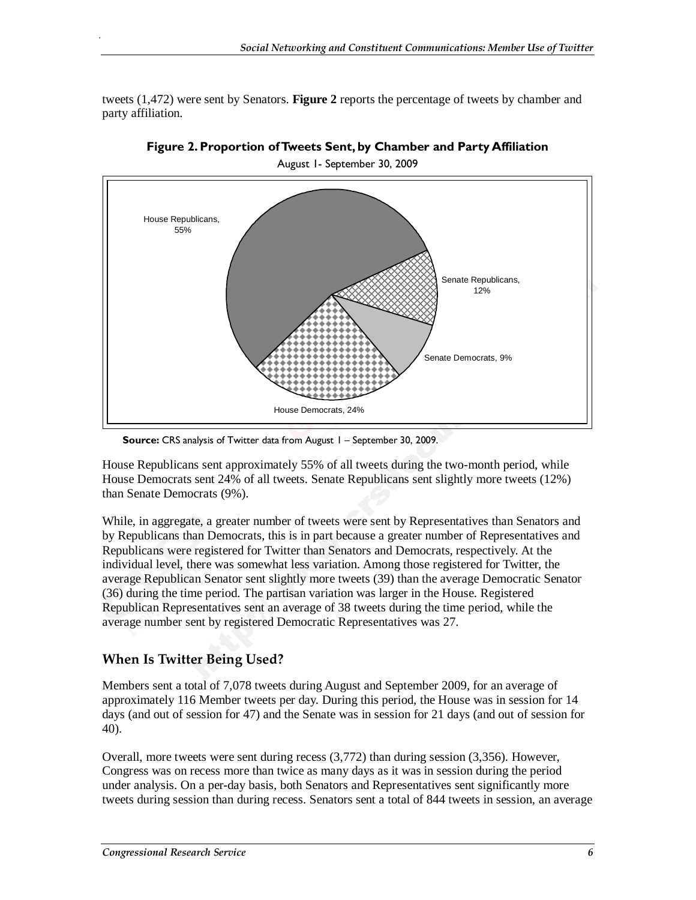tweets (1,472) were sent by Senators. **Figure 2** reports the percentage of tweets by chamber and party affiliation.

**Figure 2. Proportion of Tweets Sent, by Chamber and Party Affiliation**

August 1- September 30, 2009

House Republicans, 55%

Senate Republicans, 12%

Senate Democrats, 9%

House Democrats, 24%

**Source:** CRS analysis of Twitter data from August 1 – September 30, 2009.

House Republicans sent approximately 55% of all tweets during the two-month period, while House Democrats sent 24% of all tweets. Senate Republicans sent slightly more tweets (12%) than Senate Democrats (9%).

While, in aggregate, a greater number of tweets were sent by Representatives than Senators and by Republicans than Democrats, this is in part because a greater number of Representatives and Republicans were registered for Twitter than Senators and Democrats, respectively. At the individual level, there was somewhat less variation. Among those registered for Twitter, the average Republican Senator sent slightly more tweets (39) than the average Democratic Senator (36) during the time period. The partisan variation was larger in the House. Registered Republican Representatives sent an average of 38 tweets during the time period, while the average number sent by registered Democratic Representatives was 27.

## When Is Twitter Being Used?

Members sent a total of 7,078 tweets during August and September 2009, for an average of approximately 116 Member tweets per day. During this period, the House was in session for 14 days (and out of session for 47) and the Senate was in session for 21 days (and out of session for 40).

Overall, more tweets were sent during recess (3,772) than during session (3,356). However, Congress was on recess more than twice as many days as it was in session during the period under analysis. On a per-day basis, both Senators and Representatives sent significantly more tweets during session than during recess. Senators sent a total of 844 tweets in session, an average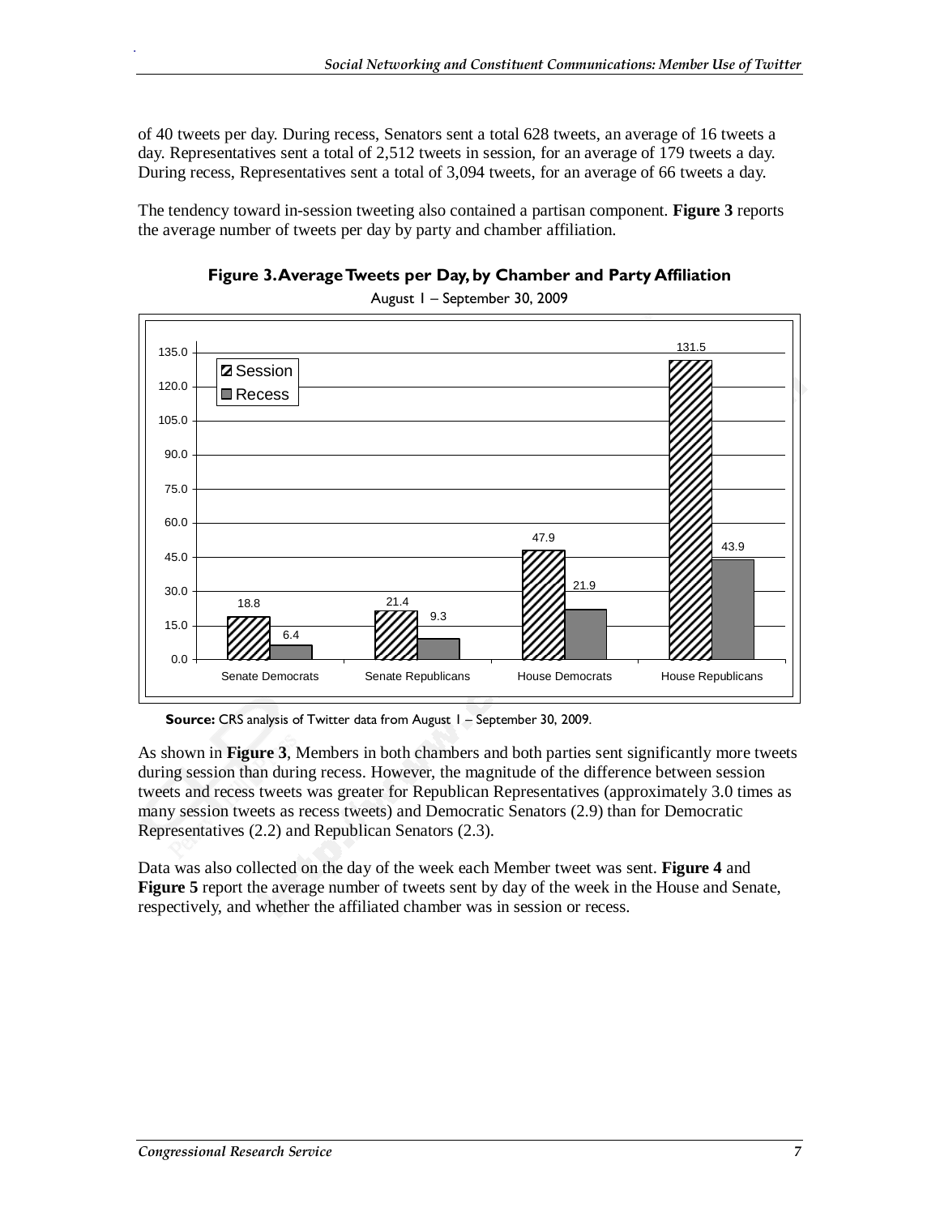of 40 tweets per day. During recess, Senators sent a total 628 tweets, an average of 16 tweets a day. Representatives sent a total of 2,512 tweets in session, for an average of 179 tweets a day. During recess, Representatives sent a total of 3,094 tweets, for an average of 66 tweets a day.

The tendency toward in-session tweeting also contained a partisan component. **Figure 3** reports the average number of tweets per day by party and chamber affiliation.

**Figure 3. Average Tweets per Day, by Chamber and Party Affiliation**

August 1 – September 30, 2009

| | Session | Recess |
| --- | --- | --- |
| Senate Democrats | 18.8 | 6.4 |
| Senate Republicans | 21.4 | 9.3 |
| House Democrats | 47.9 | 21.9 |
| House Republicans | 131.5 | 43.9 |

**Source:** CRS analysis of Twitter data from August 1 – September 30, 2009.

As shown in **Figure 3**, Members in both chambers and both parties sent significantly more tweets during session than during recess. However, the magnitude of the difference between session tweets and recess tweets was greater for Republican Representatives (approximately 3.0 times as many session tweets as recess tweets) and Democratic Senators (2.9) than for Democratic Representatives (2.2) and Republican Senators (2.3).

Data was also collected on the day of the week each Member tweet was sent. **Figure 4** and **Figure 5** report the average number of tweets sent by day of the week in the House and Senate, respectively, and whether the affiliated chamber was in session or recess.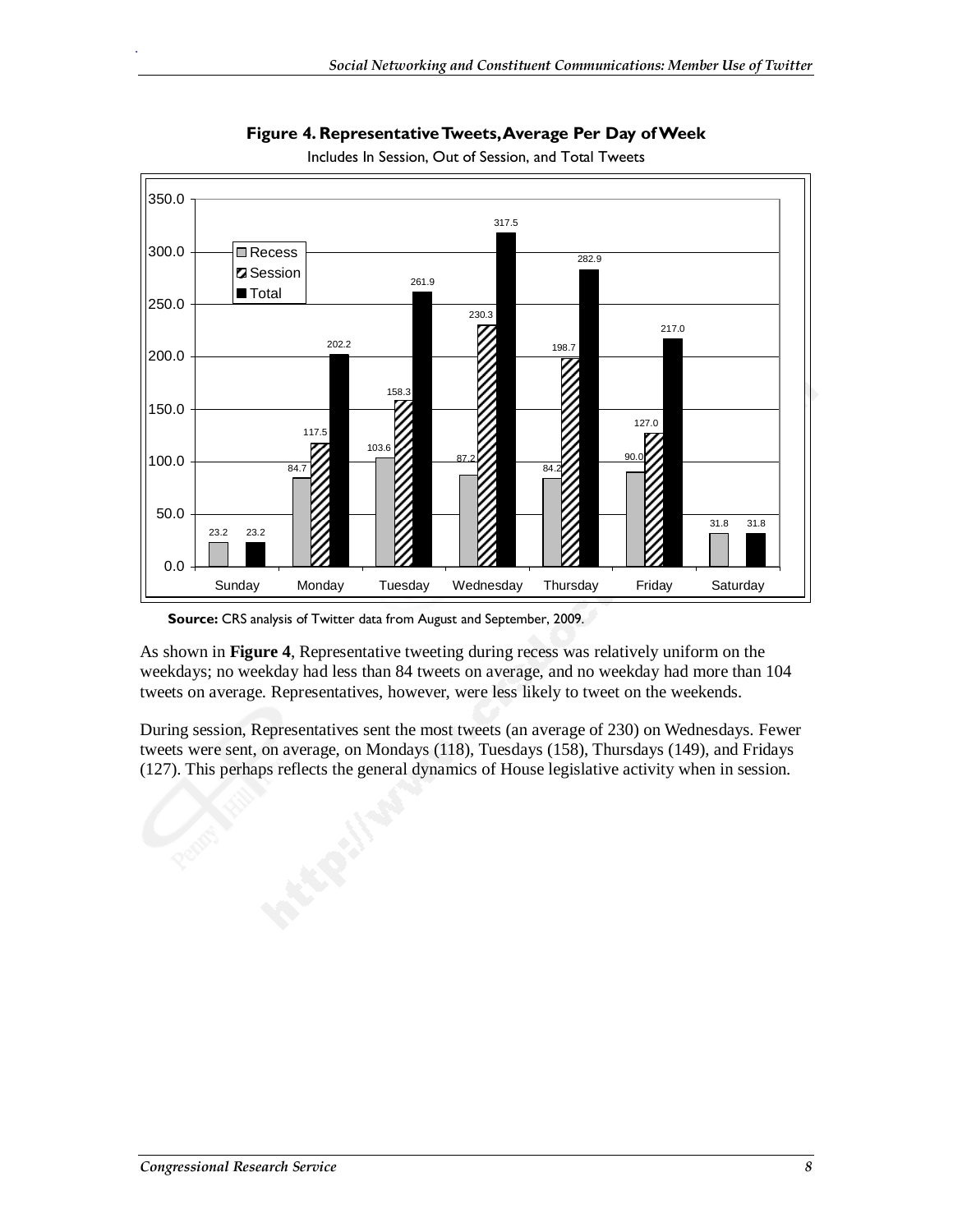**Figure 4. Representative Tweets, Average Per Day of Week**

Includes In Session, Out of Session, and Total Tweets

| Day | Recess | Session | Total |
| --- | --- | --- | --- |
| Sunday | 23.2 | | 23.2 |
| Monday | 84.7 | 117.5 | 202.2 |
| Tuesday | 103.6 | 158.3 | 261.9 |
| Wednesday | 87.2 | 230.3 | 317.5 |
| Thursday | 84.2 | 198.7 | 282.9 |
| Friday | 90.0 | 127.0 | 217.0 |
| Saturday | 31.8 | | 31.8 |

**Source:** CRS analysis of Twitter data from August and September, 2009.

As shown in **Figure 4**, Representative tweeting during recess was relatively uniform on the weekdays; no weekday had less than 84 tweets on average, and no weekday had more than 104 tweets on average. Representatives, however, were less likely to tweet on the weekends.

During session, Representatives sent the most tweets (an average of 230) on Wednesdays. Fewer tweets were sent, on average, on Mondays (118), Tuesdays (158), Thursdays (149), and Fridays (127). This perhaps reflects the general dynamics of House legislative activity when in session.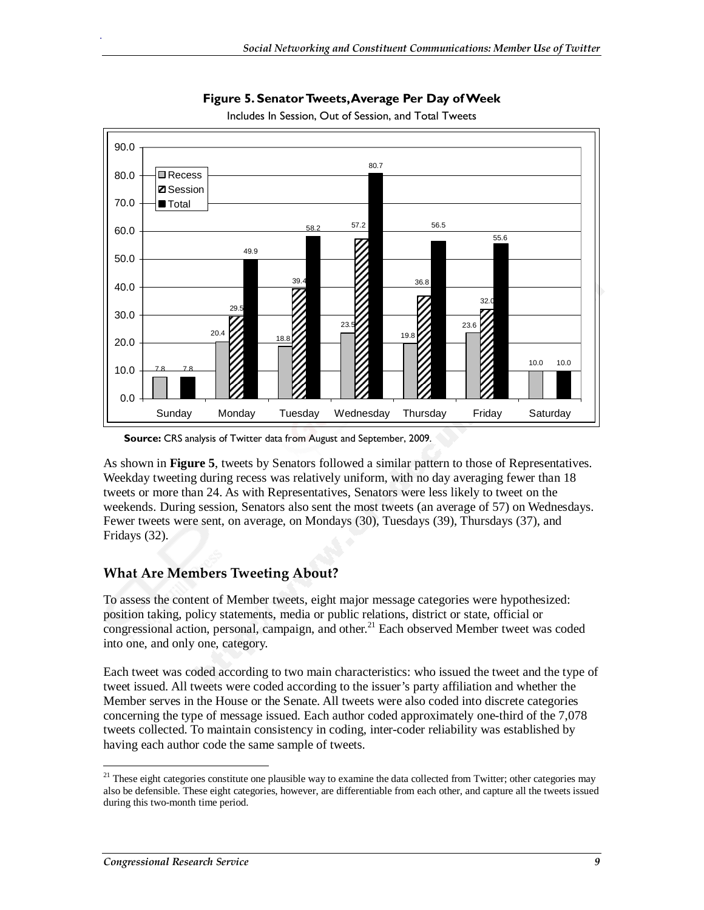**Figure 5. Senator Tweets, Average Per Day of Week**

Includes In Session, Out of Session, and Total Tweets

| | Recess | Session | Total |
|---|---|---|---|
| Sunday | 7.8 | | 7.8 |
| Monday | 20.4 | 29.5 | 49.9 |
| Tuesday | 18.8 | 39.4 | 58.2 |
| Wednesday | 23.5 | 57.2 | 80.7 |
| Thursday | 19.8 | 36.8 | 56.5 |
| Friday | 23.6 | 32.0 | 55.6 |
| Saturday | 10.0 | | 10.0 |

**Source:** CRS analysis of Twitter data from August and September, 2009.

As shown in **Figure 5**, tweets by Senators followed a similar pattern to those of Representatives. Weekday tweeting during recess was relatively uniform, with no day averaging fewer than 18 tweets or more than 24. As with Representatives, Senators were less likely to tweet on the weekends. During session, Senators also sent the most tweets (an average of 57) on Wednesdays. Fewer tweets were sent, on average, on Mondays (30), Tuesdays (39), Thursdays (37), and Fridays (32).

## What Are Members Tweeting About?

To assess the content of Member tweets, eight major message categories were hypothesized: position taking, policy statements, media or public relations, district or state, official or congressional action, personal, campaign, and other.[21] Each observed Member tweet was coded into one, and only one, category.

Each tweet was coded according to two main characteristics: who issued the tweet and the type of tweet issued. All tweets were coded according to the issuer's party affiliation and whether the Member serves in the House or the Senate. All tweets were also coded into discrete categories concerning the type of message issued. Each author coded approximately one-third of the 7,078 tweets collected. To maintain consistency in coding, inter-coder reliability was established by having each author code the same sample of tweets.

[21] These eight categories constitute one plausible way to examine the data collected from Twitter; other categories may also be defensible. These eight categories, however, are differentiable from each other, and capture all the tweets issued during this two-month time period.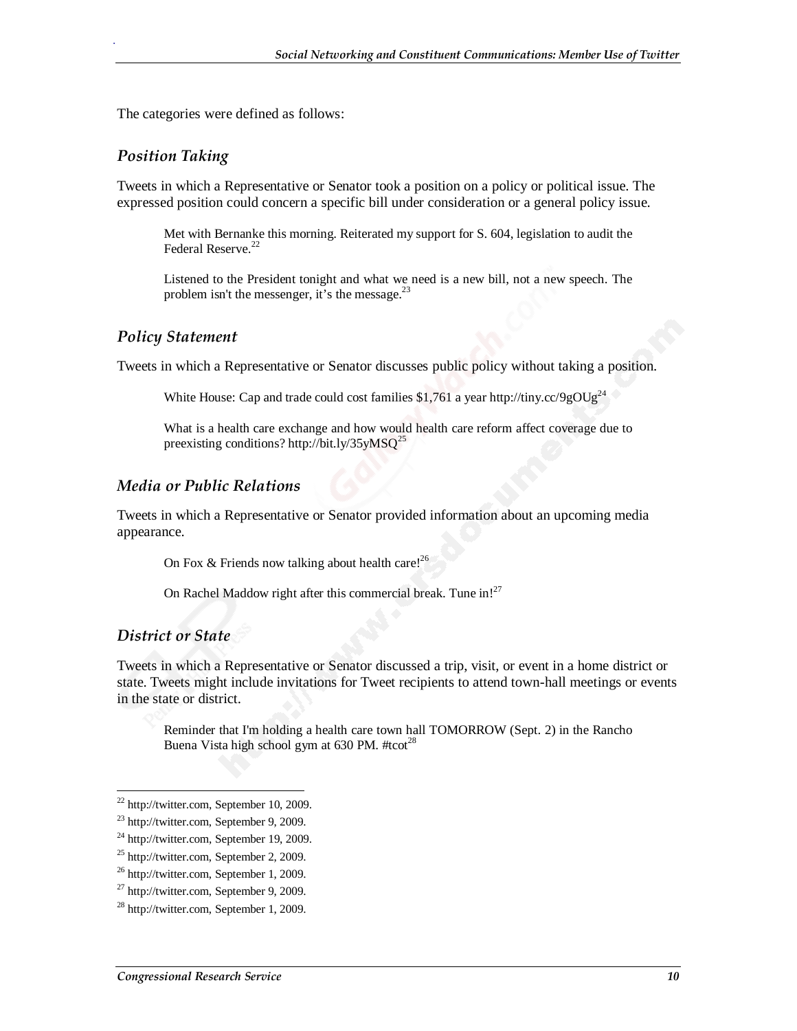The categories were defined as follows:

### *Position Taking*

Tweets in which a Representative or Senator took a position on a policy or political issue. The expressed position could concern a specific bill under consideration or a general policy issue.

> Met with Bernanke this morning. Reiterated my support for S. 604, legislation to audit the Federal Reserve.[22]

> Listened to the President tonight and what we need is a new bill, not a new speech. The problem isn't the messenger, it's the message.[23]

### *Policy Statement*

Tweets in which a Representative or Senator discusses public policy without taking a position.

> White House: Cap and trade could cost families $1,761 a year http://tiny.cc/9gOUg[24]

> What is a health care exchange and how would health care reform affect coverage due to preexisting conditions? http://bit.ly/35yMSQ[25]

### *Media or Public Relations*

Tweets in which a Representative or Senator provided information about an upcoming media appearance.

> On Fox & Friends now talking about health care![26]

> On Rachel Maddow right after this commercial break. Tune in![27]

### *District or State*

Tweets in which a Representative or Senator discussed a trip, visit, or event in a home district or state. Tweets might include invitations for Tweet recipients to attend town-hall meetings or events in the state or district.

> Reminder that I'm holding a health care town hall TOMORROW (Sept. 2) in the Rancho Buena Vista high school gym at 630 PM. #tcot[28]

---

[22] http://twitter.com, September 10, 2009.

[23] http://twitter.com, September 9, 2009.

[24] http://twitter.com, September 19, 2009.

[25] http://twitter.com, September 2, 2009.

[26] http://twitter.com, September 1, 2009.

[27] http://twitter.com, September 9, 2009.

[28] http://twitter.com, September 1, 2009.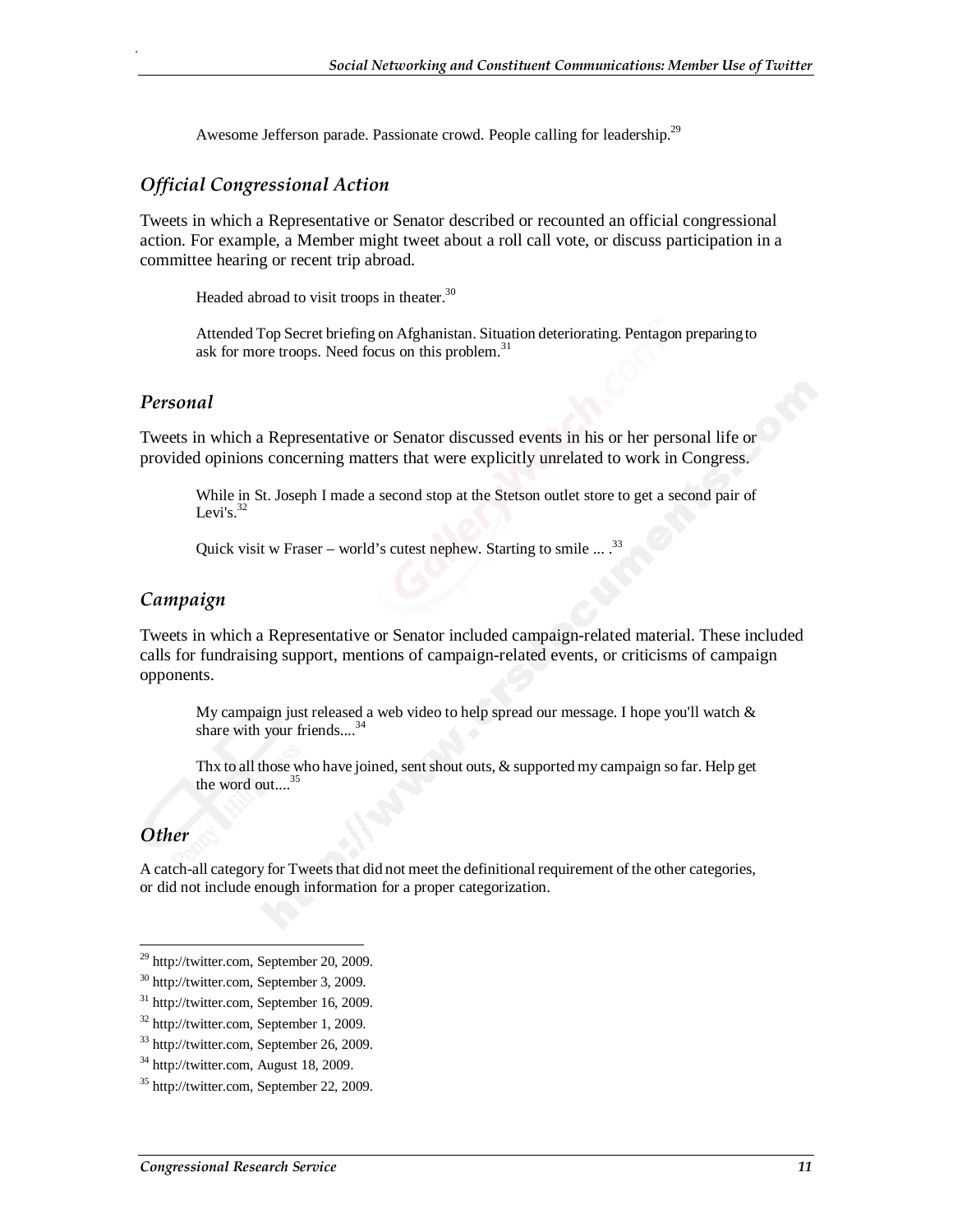> Awesome Jefferson parade. Passionate crowd. People calling for leadership.[29]

### *Official Congressional Action*

Tweets in which a Representative or Senator described or recounted an official congressional action. For example, a Member might tweet about a roll call vote, or discuss participation in a committee hearing or recent trip abroad.

> Headed abroad to visit troops in theater.[30]
>
> Attended Top Secret briefing on Afghanistan. Situation deteriorating. Pentagon preparing to ask for more troops. Need focus on this problem.[31]

### *Personal*

Tweets in which a Representative or Senator discussed events in his or her personal life or provided opinions concerning matters that were explicitly unrelated to work in Congress.

> While in St. Joseph I made a second stop at the Stetson outlet store to get a second pair of Levi's.[32]
>
> Quick visit w Fraser – world's cutest nephew. Starting to smile ... .[33]

### *Campaign*

Tweets in which a Representative or Senator included campaign-related material. These included calls for fundraising support, mentions of campaign-related events, or criticisms of campaign opponents.

> My campaign just released a web video to help spread our message. I hope you'll watch & share with your friends....[34]
>
> Thx to all those who have joined, sent shout outs, & supported my campaign so far. Help get the word out....[35]

### *Other*

A catch-all category for Tweets that did not meet the definitional requirement of the other categories, or did not include enough information for a proper categorization.

---

[29] http://twitter.com, September 20, 2009.

[30] http://twitter.com, September 3, 2009.

[31] http://twitter.com, September 16, 2009.

[32] http://twitter.com, September 1, 2009.

[33] http://twitter.com, September 26, 2009.

[34] http://twitter.com, August 18, 2009.

[35] http://twitter.com, September 22, 2009.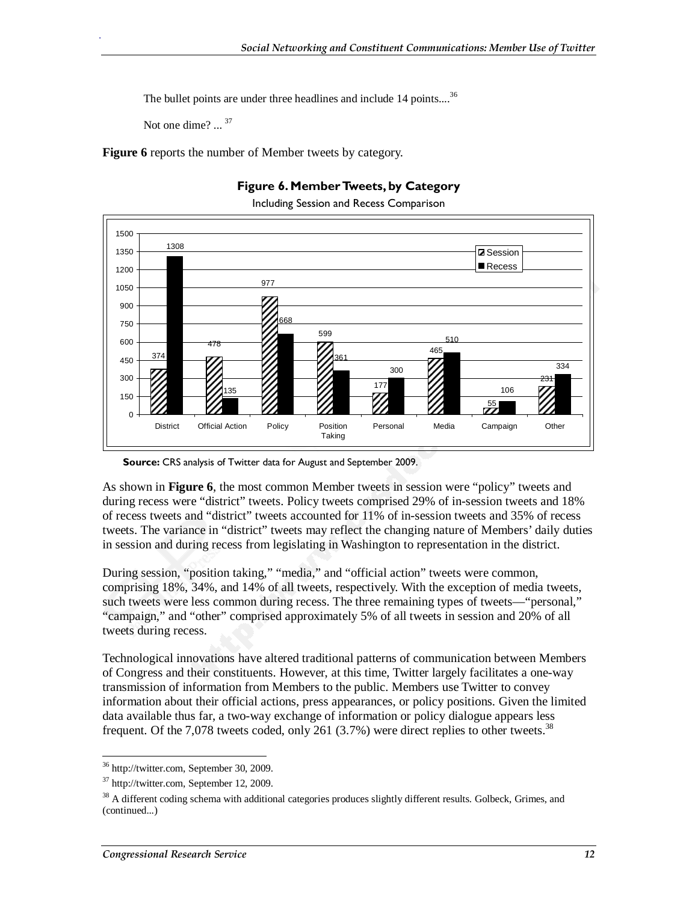The bullet points are under three headlines and include 14 points....[36]

Not one dime? ... [37]

**Figure 6** reports the number of Member tweets by category.

**Figure 6. Member Tweets, by Category**

Including Session and Recess Comparison

| Category | Session | Recess |
| --- | --- | --- |
| District | 374 | 1308 |
| Official Action | 478 | 135 |
| Policy | 977 | 668 |
| Position Taking | 599 | 361 |
| Personal | 177 | 300 |
| Media | 465 | 510 |
| Campaign | 55 | 106 |
| Other | 231 | 334 |

**Source:** CRS analysis of Twitter data for August and September 2009.

As shown in **Figure 6**, the most common Member tweets in session were "policy" tweets and during recess were "district" tweets. Policy tweets comprised 29% of in-session tweets and 18% of recess tweets and "district" tweets accounted for 11% of in-session tweets and 35% of recess tweets. The variance in "district" tweets may reflect the changing nature of Members' daily duties in session and during recess from legislating in Washington to representation in the district.

During session, "position taking," "media," and "official action" tweets were common, comprising 18%, 34%, and 14% of all tweets, respectively. With the exception of media tweets, such tweets were less common during recess. The three remaining types of tweets—"personal," "campaign," and "other" comprised approximately 5% of all tweets in session and 20% of all tweets during recess.

Technological innovations have altered traditional patterns of communication between Members of Congress and their constituents. However, at this time, Twitter largely facilitates a one-way transmission of information from Members to the public. Members use Twitter to convey information about their official actions, press appearances, or policy positions. Given the limited data available thus far, a two-way exchange of information or policy dialogue appears less frequent. Of the 7,078 tweets coded, only 261 (3.7%) were direct replies to other tweets.[38]

---

[36] http://twitter.com, September 30, 2009.

[37] http://twitter.com, September 12, 2009.

[38] A different coding schema with additional categories produces slightly different results. Golbeck, Grimes, and (continued...)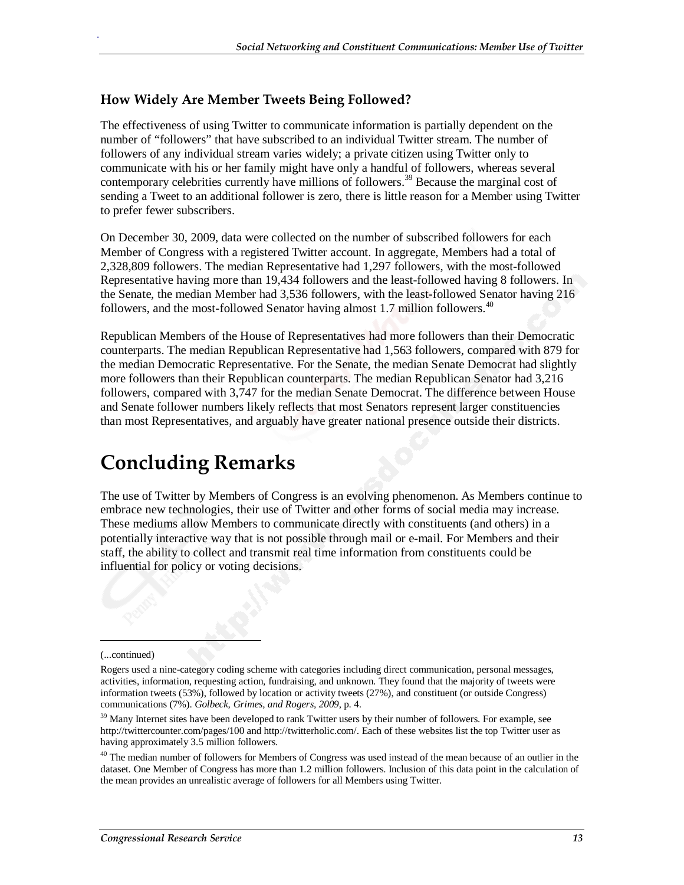### How Widely Are Member Tweets Being Followed?

The effectiveness of using Twitter to communicate information is partially dependent on the number of "followers" that have subscribed to an individual Twitter stream. The number of followers of any individual stream varies widely; a private citizen using Twitter only to communicate with his or her family might have only a handful of followers, whereas several contemporary celebrities currently have millions of followers.[39] Because the marginal cost of sending a Tweet to an additional follower is zero, there is little reason for a Member using Twitter to prefer fewer subscribers.

On December 30, 2009, data were collected on the number of subscribed followers for each Member of Congress with a registered Twitter account. In aggregate, Members had a total of 2,328,809 followers. The median Representative had 1,297 followers, with the most-followed Representative having more than 19,434 followers and the least-followed having 8 followers. In the Senate, the median Member had 3,536 followers, with the least-followed Senator having 216 followers, and the most-followed Senator having almost 1.7 million followers.[40]

Republican Members of the House of Representatives had more followers than their Democratic counterparts. The median Republican Representative had 1,563 followers, compared with 879 for the median Democratic Representative. For the Senate, the median Senate Democrat had slightly more followers than their Republican counterparts. The median Republican Senator had 3,216 followers, compared with 3,747 for the median Senate Democrat. The difference between House and Senate follower numbers likely reflects that most Senators represent larger constituencies than most Representatives, and arguably have greater national presence outside their districts.

# Concluding Remarks

The use of Twitter by Members of Congress is an evolving phenomenon. As Members continue to embrace new technologies, their use of Twitter and other forms of social media may increase. These mediums allow Members to communicate directly with constituents (and others) in a potentially interactive way that is not possible through mail or e-mail. For Members and their staff, the ability to collect and transmit real time information from constituents could be influential for policy or voting decisions.

---

(...continued)

Rogers used a nine-category coding scheme with categories including direct communication, personal messages, activities, information, requesting action, fundraising, and unknown. They found that the majority of tweets were information tweets (53%), followed by location or activity tweets (27%), and constituent (or outside Congress) communications (7%). *Golbeck, Grimes, and Rogers, 2009*, p. 4.

[39] Many Internet sites have been developed to rank Twitter users by their number of followers. For example, see http://twittercounter.com/pages/100 and http://twitterholic.com/. Each of these websites list the top Twitter user as having approximately 3.5 million followers.

[40] The median number of followers for Members of Congress was used instead of the mean because of an outlier in the dataset. One Member of Congress has more than 1.2 million followers. Inclusion of this data point in the calculation of the mean provides an unrealistic average of followers for all Members using Twitter.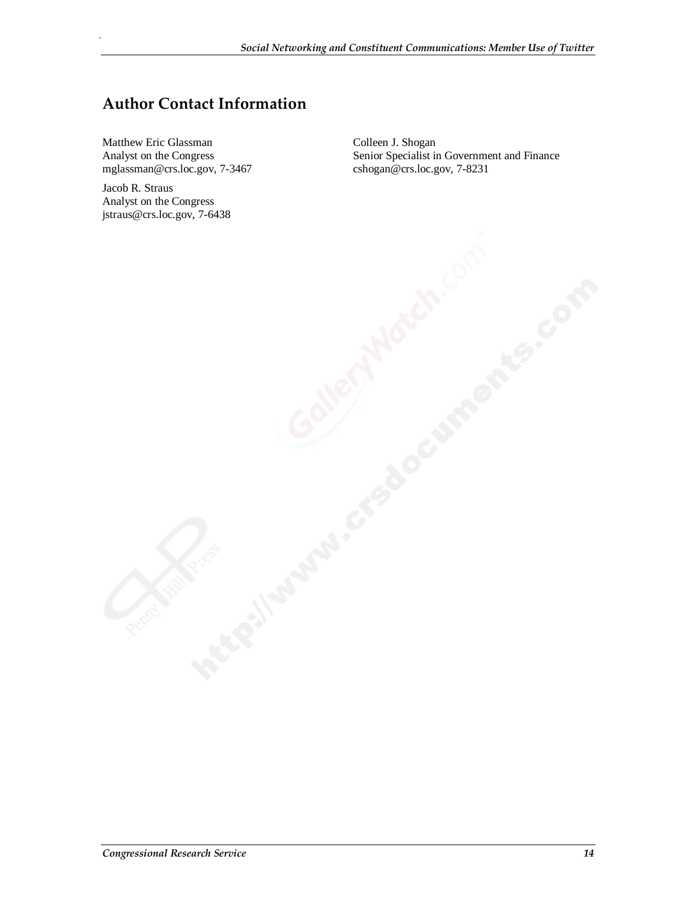## Author Contact Information

Matthew Eric Glassman
Analyst on the Congress
mglassman@crs.loc.gov, 7-3467

Jacob R. Straus
Analyst on the Congress
jstraus@crs.loc.gov, 7-6438

Colleen J. Shogan
Senior Specialist in Government and Finance
cshogan@crs.loc.gov, 7-8231